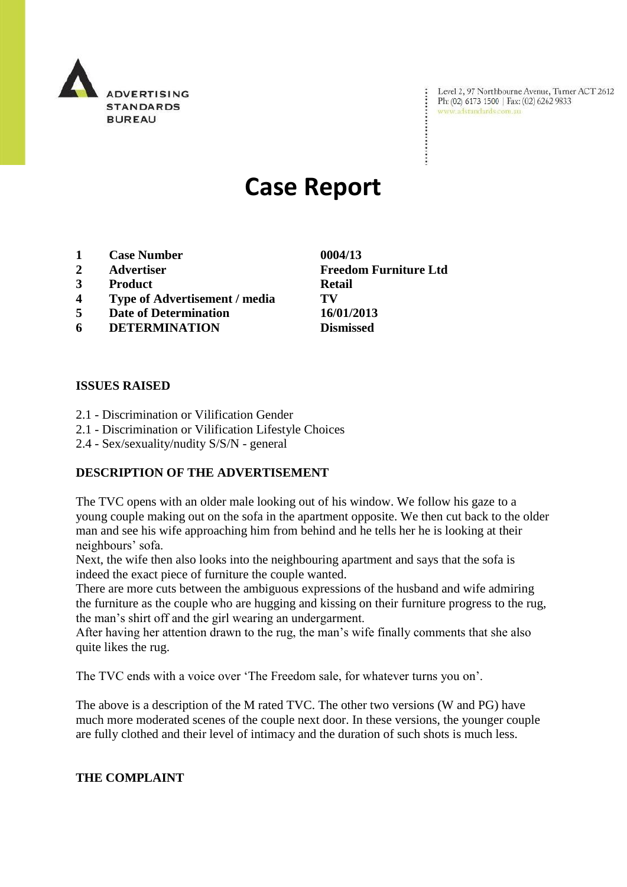ADVERTISING STANDARDS BUREAU

Level 2, 97 Northbourne Avenue, Turner ACT 2612
Ph: (02) 6173 1500 | Fax: (02) 6262 9833
www.adstandards.com.au

# Case Report

| | | |
|---|---|---|
| **1** | **Case Number** | **0004/13** |
| **2** | **Advertiser** | **Freedom Furniture Ltd** |
| **3** | **Product** | **Retail** |
| **4** | **Type of Advertisement / media** | **TV** |
| **5** | **Date of Determination** | **16/01/2013** |
| **6** | **DETERMINATION** | **Dismissed** |

## ISSUES RAISED

2.1 - Discrimination or Vilification Gender
2.1 - Discrimination or Vilification Lifestyle Choices
2.4 - Sex/sexuality/nudity S/S/N - general

## DESCRIPTION OF THE ADVERTISEMENT

The TVC opens with an older male looking out of his window. We follow his gaze to a young couple making out on the sofa in the apartment opposite. We then cut back to the older man and see his wife approaching him from behind and he tells her he is looking at their neighbours' sofa.
Next, the wife then also looks into the neighbouring apartment and says that the sofa is indeed the exact piece of furniture the couple wanted.
There are more cuts between the ambiguous expressions of the husband and wife admiring the furniture as the couple who are hugging and kissing on their furniture progress to the rug, the man's shirt off and the girl wearing an undergarment.
After having her attention drawn to the rug, the man's wife finally comments that she also quite likes the rug.

The TVC ends with a voice over 'The Freedom sale, for whatever turns you on'.

The above is a description of the M rated TVC. The other two versions (W and PG) have much more moderated scenes of the couple next door. In these versions, the younger couple are fully clothed and their level of intimacy and the duration of such shots is much less.

## THE COMPLAINT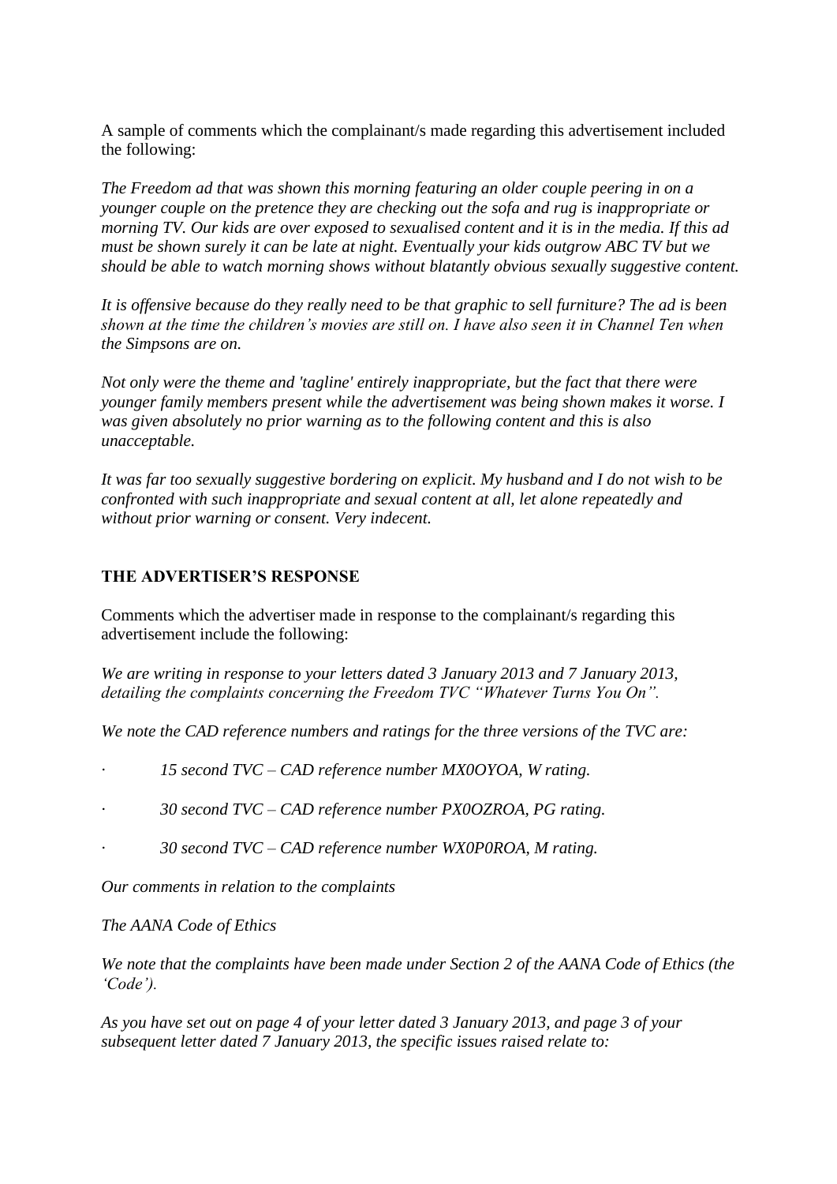A sample of comments which the complainant/s made regarding this advertisement included the following:

*The Freedom ad that was shown this morning featuring an older couple peering in on a younger couple on the pretence they are checking out the sofa and rug is inappropriate or morning TV. Our kids are over exposed to sexualised content and it is in the media. If this ad must be shown surely it can be late at night. Eventually your kids outgrow ABC TV but we should be able to watch morning shows without blatantly obvious sexually suggestive content.*

*It is offensive because do they really need to be that graphic to sell furniture? The ad is been shown at the time the children's movies are still on. I have also seen it in Channel Ten when the Simpsons are on.*

*Not only were the theme and 'tagline' entirely inappropriate, but the fact that there were younger family members present while the advertisement was being shown makes it worse. I was given absolutely no prior warning as to the following content and this is also unacceptable.*

*It was far too sexually suggestive bordering on explicit. My husband and I do not wish to be confronted with such inappropriate and sexual content at all, let alone repeatedly and without prior warning or consent. Very indecent.*

## THE ADVERTISER'S RESPONSE

Comments which the advertiser made in response to the complainant/s regarding this advertisement include the following:

*We are writing in response to your letters dated 3 January 2013 and 7 January 2013, detailing the complaints concerning the Freedom TVC "Whatever Turns You On".*

*We note the CAD reference numbers and ratings for the three versions of the TVC are:*

- *15 second TVC – CAD reference number MX0OYOA, W rating.*
- *30 second TVC – CAD reference number PX0OZROA, PG rating.*
- *30 second TVC – CAD reference number WX0P0ROA, M rating.*

*Our comments in relation to the complaints*

*The AANA Code of Ethics*

*We note that the complaints have been made under Section 2 of the AANA Code of Ethics (the 'Code').*

*As you have set out on page 4 of your letter dated 3 January 2013, and page 3 of your subsequent letter dated 7 January 2013, the specific issues raised relate to:*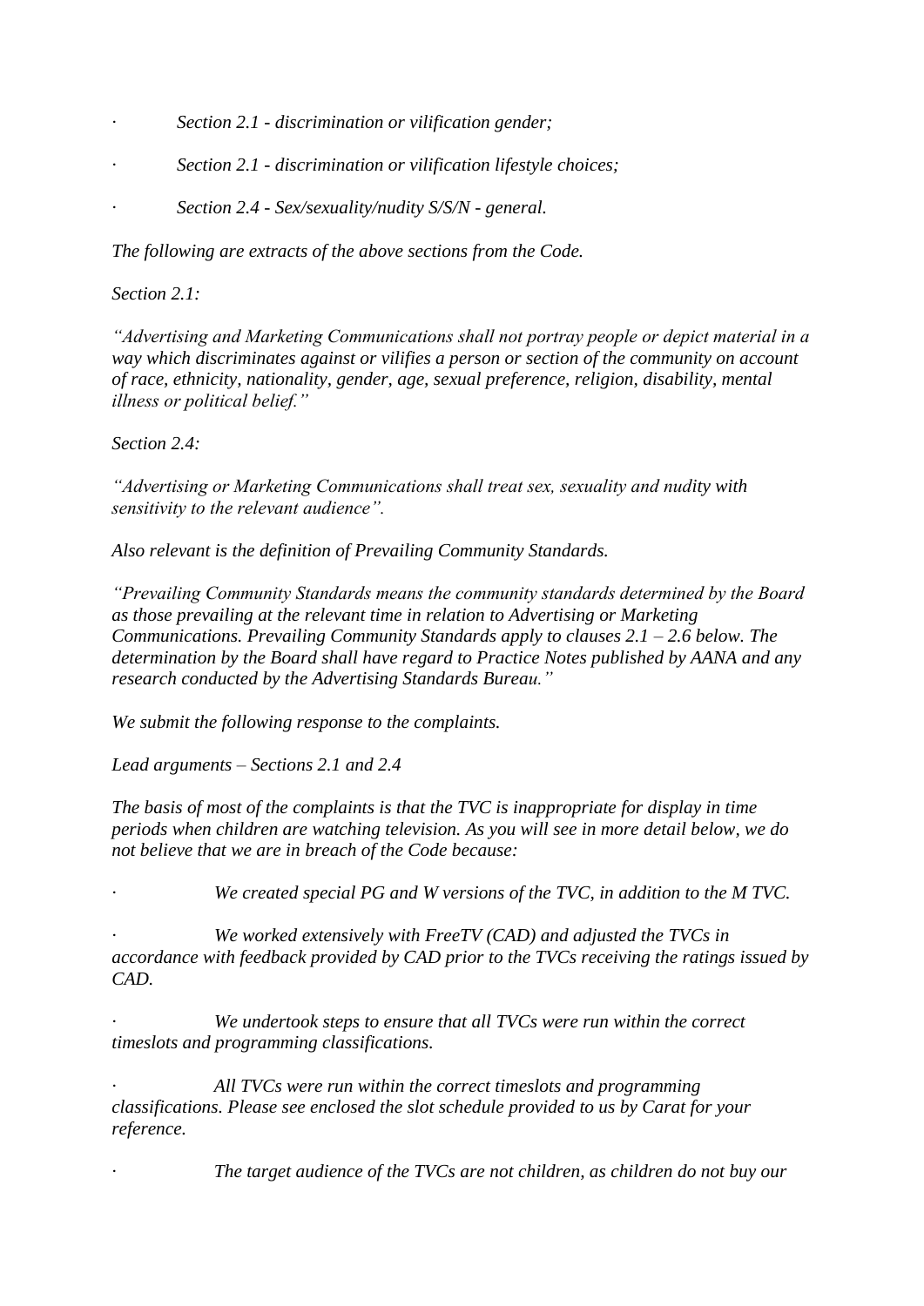- *Section 2.1 - discrimination or vilification gender;*
- *Section 2.1 - discrimination or vilification lifestyle choices;*
- *Section 2.4 - Sex/sexuality/nudity S/S/N - general.*

*The following are extracts of the above sections from the Code.*

*Section 2.1:*

*"Advertising and Marketing Communications shall not portray people or depict material in a way which discriminates against or vilifies a person or section of the community on account of race, ethnicity, nationality, gender, age, sexual preference, religion, disability, mental illness or political belief."*

*Section 2.4:*

*"Advertising or Marketing Communications shall treat sex, sexuality and nudity with sensitivity to the relevant audience".*

*Also relevant is the definition of Prevailing Community Standards.*

*"Prevailing Community Standards means the community standards determined by the Board as those prevailing at the relevant time in relation to Advertising or Marketing Communications. Prevailing Community Standards apply to clauses 2.1 – 2.6 below. The determination by the Board shall have regard to Practice Notes published by AANA and any research conducted by the Advertising Standards Bureau."*

*We submit the following response to the complaints.*

*Lead arguments – Sections 2.1 and 2.4*

*The basis of most of the complaints is that the TVC is inappropriate for display in time periods when children are watching television. As you will see in more detail below, we do not believe that we are in breach of the Code because:*

- *We created special PG and W versions of the TVC, in addition to the M TVC.*
- *We worked extensively with FreeTV (CAD) and adjusted the TVCs in accordance with feedback provided by CAD prior to the TVCs receiving the ratings issued by CAD.*
- *We undertook steps to ensure that all TVCs were run within the correct timeslots and programming classifications.*
- *All TVCs were run within the correct timeslots and programming classifications. Please see enclosed the slot schedule provided to us by Carat for your reference.*
- *The target audience of the TVCs are not children, as children do not buy our*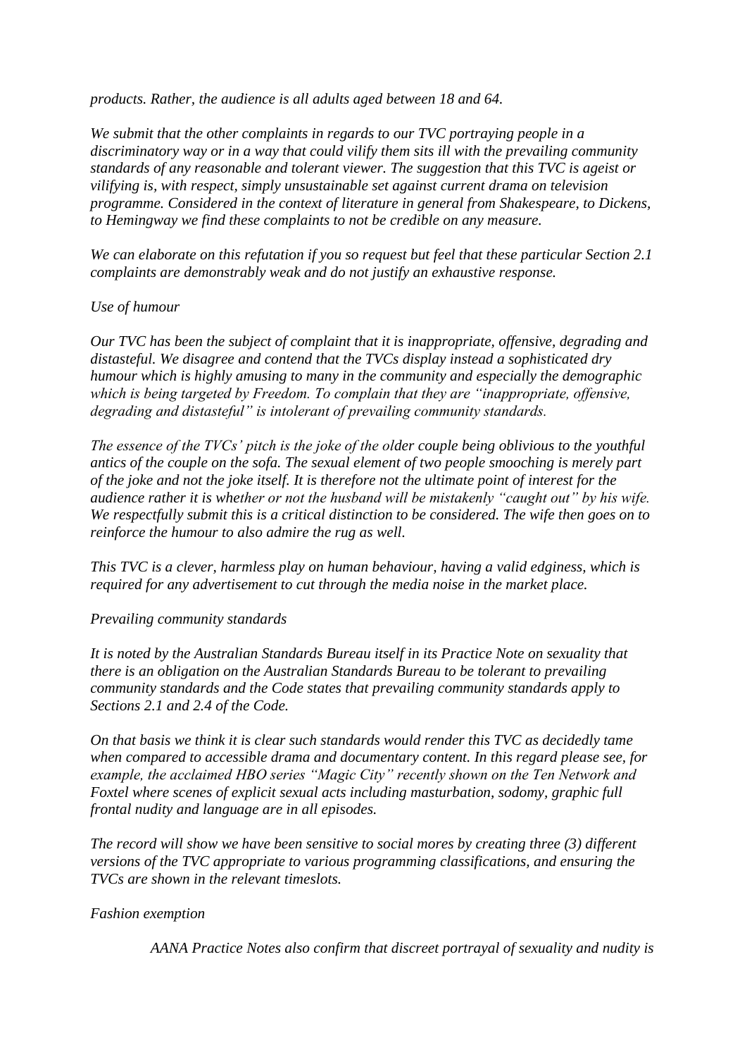*products. Rather, the audience is all adults aged between 18 and 64.*

*We submit that the other complaints in regards to our TVC portraying people in a discriminatory way or in a way that could vilify them sits ill with the prevailing community standards of any reasonable and tolerant viewer. The suggestion that this TVC is ageist or vilifying is, with respect, simply unsustainable set against current drama on television programme. Considered in the context of literature in general from Shakespeare, to Dickens, to Hemingway we find these complaints to not be credible on any measure.*

*We can elaborate on this refutation if you so request but feel that these particular Section 2.1 complaints are demonstrably weak and do not justify an exhaustive response.*

*Use of humour*

*Our TVC has been the subject of complaint that it is inappropriate, offensive, degrading and distasteful. We disagree and contend that the TVCs display instead a sophisticated dry humour which is highly amusing to many in the community and especially the demographic which is being targeted by Freedom. To complain that they are "inappropriate, offensive, degrading and distasteful" is intolerant of prevailing community standards.*

*The essence of the TVCs' pitch is the joke of the older couple being oblivious to the youthful antics of the couple on the sofa. The sexual element of two people smooching is merely part of the joke and not the joke itself. It is therefore not the ultimate point of interest for the audience rather it is whether or not the husband will be mistakenly "caught out" by his wife. We respectfully submit this is a critical distinction to be considered. The wife then goes on to reinforce the humour to also admire the rug as well.*

*This TVC is a clever, harmless play on human behaviour, having a valid edginess, which is required for any advertisement to cut through the media noise in the market place.*

*Prevailing community standards*

*It is noted by the Australian Standards Bureau itself in its Practice Note on sexuality that there is an obligation on the Australian Standards Bureau to be tolerant to prevailing community standards and the Code states that prevailing community standards apply to Sections 2.1 and 2.4 of the Code.*

*On that basis we think it is clear such standards would render this TVC as decidedly tame when compared to accessible drama and documentary content. In this regard please see, for example, the acclaimed HBO series "Magic City" recently shown on the Ten Network and Foxtel where scenes of explicit sexual acts including masturbation, sodomy, graphic full frontal nudity and language are in all episodes.*

*The record will show we have been sensitive to social mores by creating three (3) different versions of the TVC appropriate to various programming classifications, and ensuring the TVCs are shown in the relevant timeslots.*

*Fashion exemption*

*AANA Practice Notes also confirm that discreet portrayal of sexuality and nudity is*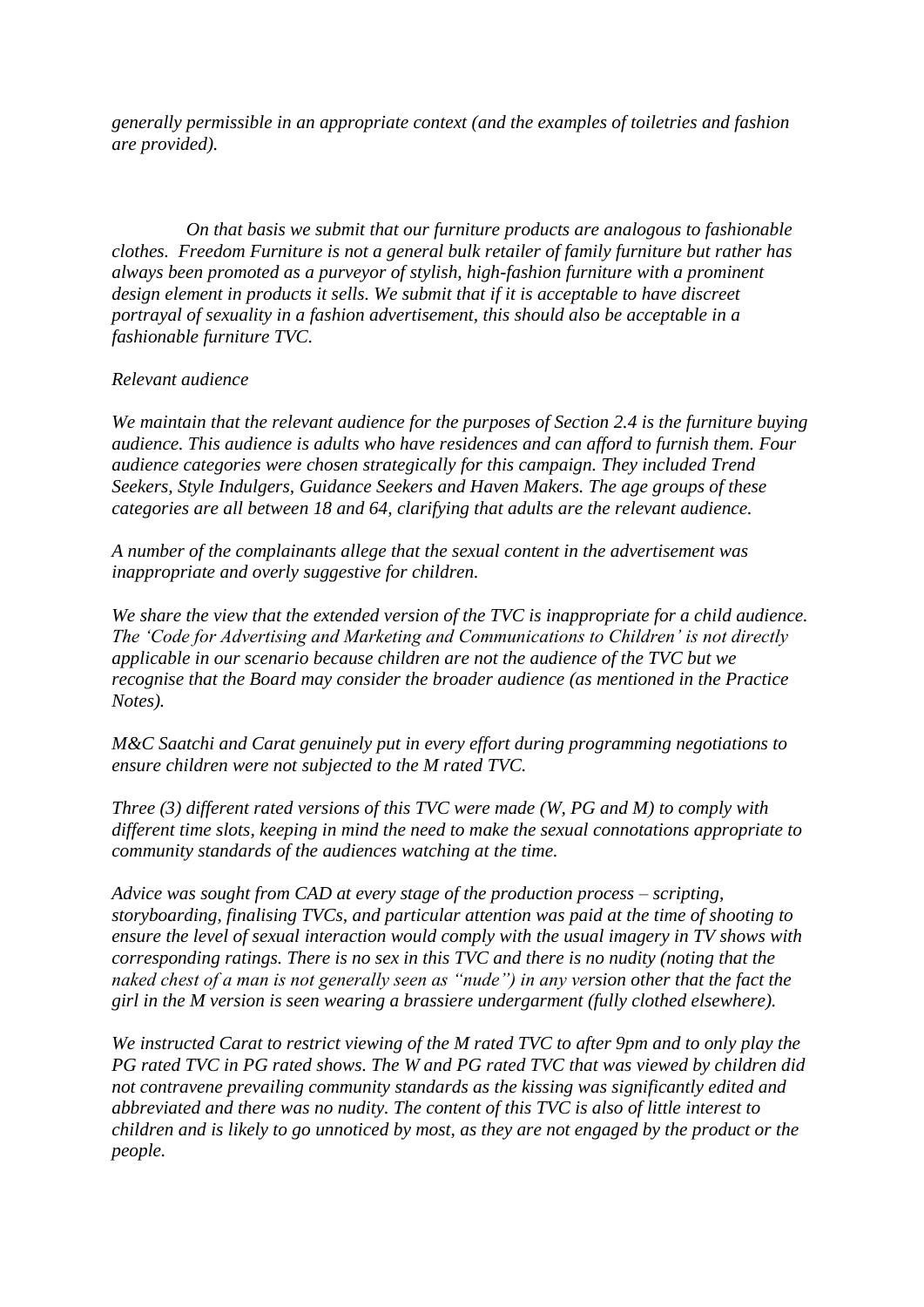*generally permissible in an appropriate context (and the examples of toiletries and fashion are provided).*

*On that basis we submit that our furniture products are analogous to fashionable clothes. Freedom Furniture is not a general bulk retailer of family furniture but rather has always been promoted as a purveyor of stylish, high-fashion furniture with a prominent design element in products it sells. We submit that if it is acceptable to have discreet portrayal of sexuality in a fashion advertisement, this should also be acceptable in a fashionable furniture TVC.*

*Relevant audience*

*We maintain that the relevant audience for the purposes of Section 2.4 is the furniture buying audience. This audience is adults who have residences and can afford to furnish them. Four audience categories were chosen strategically for this campaign. They included Trend Seekers, Style Indulgers, Guidance Seekers and Haven Makers. The age groups of these categories are all between 18 and 64, clarifying that adults are the relevant audience.*

*A number of the complainants allege that the sexual content in the advertisement was inappropriate and overly suggestive for children.*

*We share the view that the extended version of the TVC is inappropriate for a child audience. The 'Code for Advertising and Marketing and Communications to Children' is not directly applicable in our scenario because children are not the audience of the TVC but we recognise that the Board may consider the broader audience (as mentioned in the Practice Notes).*

*M&C Saatchi and Carat genuinely put in every effort during programming negotiations to ensure children were not subjected to the M rated TVC.*

*Three (3) different rated versions of this TVC were made (W, PG and M) to comply with different time slots, keeping in mind the need to make the sexual connotations appropriate to community standards of the audiences watching at the time.*

*Advice was sought from CAD at every stage of the production process – scripting, storyboarding, finalising TVCs, and particular attention was paid at the time of shooting to ensure the level of sexual interaction would comply with the usual imagery in TV shows with corresponding ratings. There is no sex in this TVC and there is no nudity (noting that the naked chest of a man is not generally seen as "nude") in any version other that the fact the girl in the M version is seen wearing a brassiere undergarment (fully clothed elsewhere).*

*We instructed Carat to restrict viewing of the M rated TVC to after 9pm and to only play the PG rated TVC in PG rated shows. The W and PG rated TVC that was viewed by children did not contravene prevailing community standards as the kissing was significantly edited and abbreviated and there was no nudity. The content of this TVC is also of little interest to children and is likely to go unnoticed by most, as they are not engaged by the product or the people.*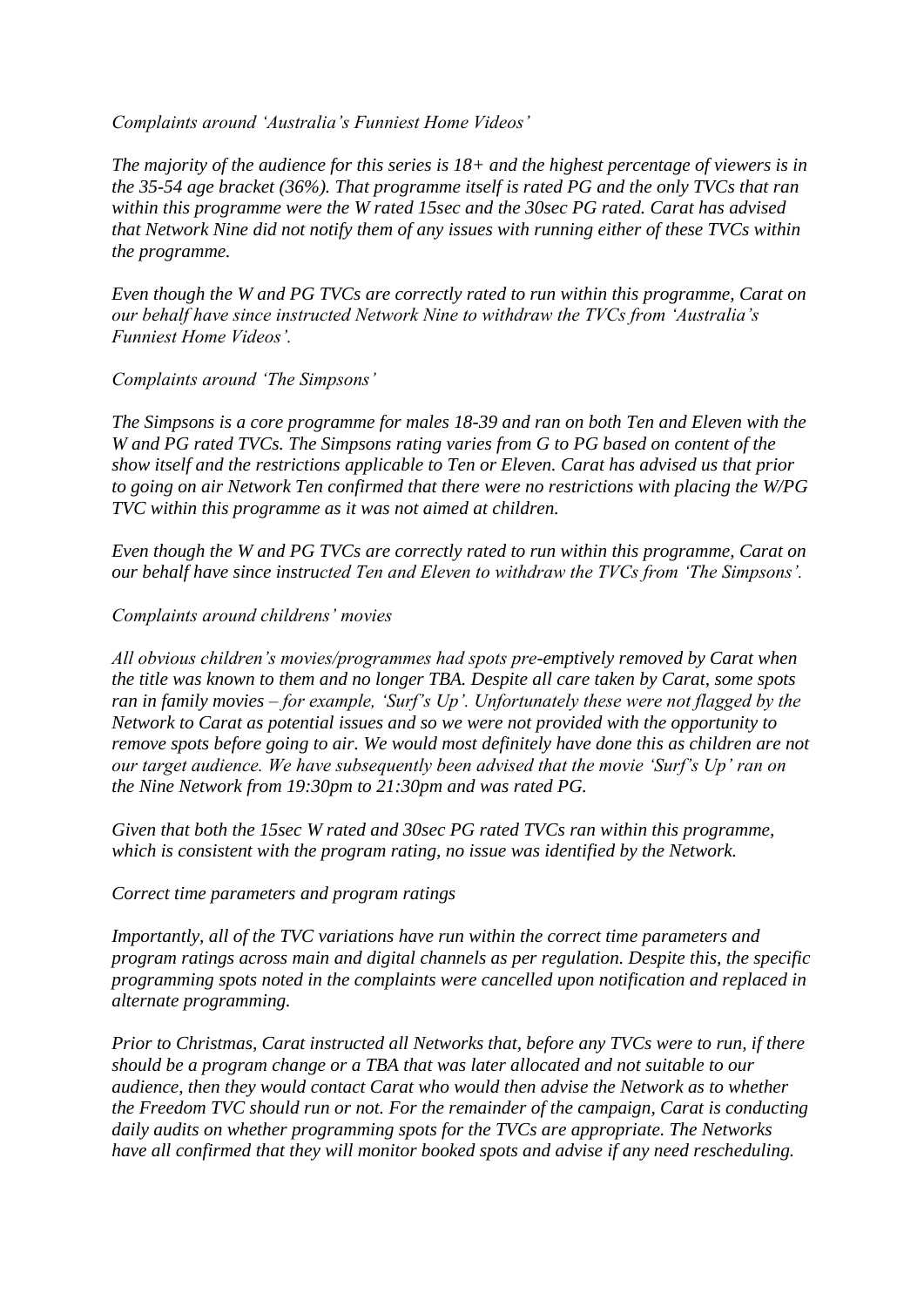*Complaints around 'Australia's Funniest Home Videos'*

*The majority of the audience for this series is 18+ and the highest percentage of viewers is in the 35-54 age bracket (36%). That programme itself is rated PG and the only TVCs that ran within this programme were the W rated 15sec and the 30sec PG rated. Carat has advised that Network Nine did not notify them of any issues with running either of these TVCs within the programme.*

*Even though the W and PG TVCs are correctly rated to run within this programme, Carat on our behalf have since instructed Network Nine to withdraw the TVCs from 'Australia's Funniest Home Videos'.*

*Complaints around 'The Simpsons'*

*The Simpsons is a core programme for males 18-39 and ran on both Ten and Eleven with the W and PG rated TVCs. The Simpsons rating varies from G to PG based on content of the show itself and the restrictions applicable to Ten or Eleven. Carat has advised us that prior to going on air Network Ten confirmed that there were no restrictions with placing the W/PG TVC within this programme as it was not aimed at children.*

*Even though the W and PG TVCs are correctly rated to run within this programme, Carat on our behalf have since instructed Ten and Eleven to withdraw the TVCs from 'The Simpsons'.*

*Complaints around childrens' movies*

*All obvious children's movies/programmes had spots pre-emptively removed by Carat when the title was known to them and no longer TBA. Despite all care taken by Carat, some spots ran in family movies – for example, 'Surf's Up'. Unfortunately these were not flagged by the Network to Carat as potential issues and so we were not provided with the opportunity to remove spots before going to air. We would most definitely have done this as children are not our target audience. We have subsequently been advised that the movie 'Surf's Up' ran on the Nine Network from 19:30pm to 21:30pm and was rated PG.*

*Given that both the 15sec W rated and 30sec PG rated TVCs ran within this programme, which is consistent with the program rating, no issue was identified by the Network.*

*Correct time parameters and program ratings*

*Importantly, all of the TVC variations have run within the correct time parameters and program ratings across main and digital channels as per regulation. Despite this, the specific programming spots noted in the complaints were cancelled upon notification and replaced in alternate programming.*

*Prior to Christmas, Carat instructed all Networks that, before any TVCs were to run, if there should be a program change or a TBA that was later allocated and not suitable to our audience, then they would contact Carat who would then advise the Network as to whether the Freedom TVC should run or not. For the remainder of the campaign, Carat is conducting daily audits on whether programming spots for the TVCs are appropriate. The Networks have all confirmed that they will monitor booked spots and advise if any need rescheduling.*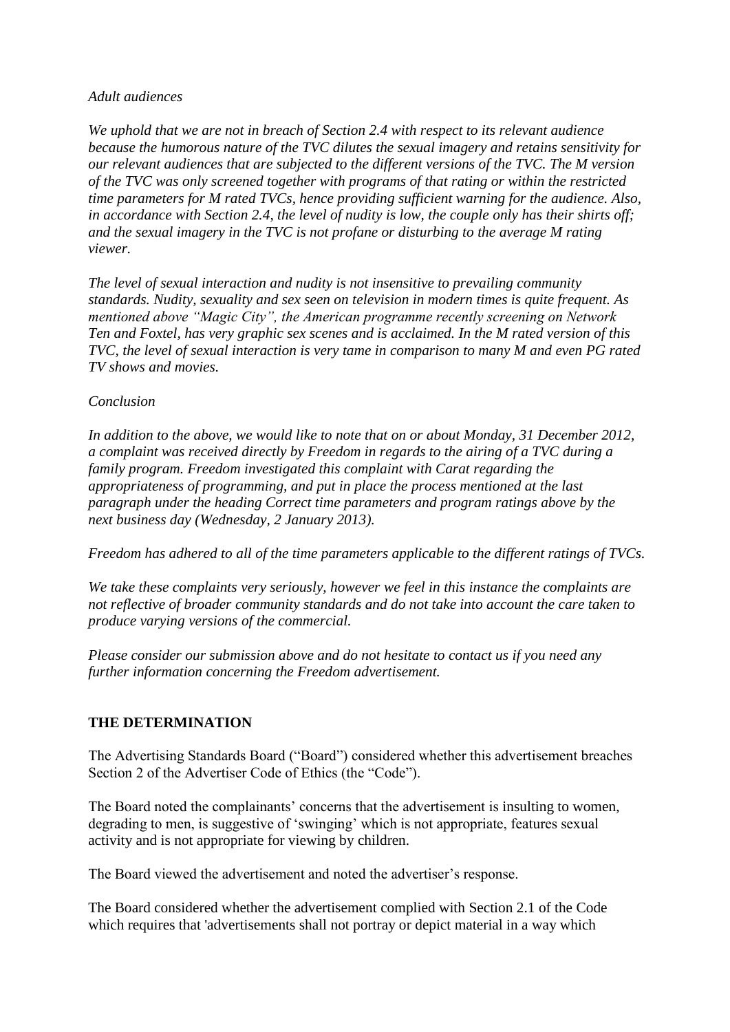*Adult audiences*

*We uphold that we are not in breach of Section 2.4 with respect to its relevant audience because the humorous nature of the TVC dilutes the sexual imagery and retains sensitivity for our relevant audiences that are subjected to the different versions of the TVC. The M version of the TVC was only screened together with programs of that rating or within the restricted time parameters for M rated TVCs, hence providing sufficient warning for the audience. Also, in accordance with Section 2.4, the level of nudity is low, the couple only has their shirts off; and the sexual imagery in the TVC is not profane or disturbing to the average M rating viewer.*

*The level of sexual interaction and nudity is not insensitive to prevailing community standards. Nudity, sexuality and sex seen on television in modern times is quite frequent. As mentioned above "Magic City", the American programme recently screening on Network Ten and Foxtel, has very graphic sex scenes and is acclaimed. In the M rated version of this TVC, the level of sexual interaction is very tame in comparison to many M and even PG rated TV shows and movies.*

*Conclusion*

*In addition to the above, we would like to note that on or about Monday, 31 December 2012, a complaint was received directly by Freedom in regards to the airing of a TVC during a family program. Freedom investigated this complaint with Carat regarding the appropriateness of programming, and put in place the process mentioned at the last paragraph under the heading Correct time parameters and program ratings above by the next business day (Wednesday, 2 January 2013).*

*Freedom has adhered to all of the time parameters applicable to the different ratings of TVCs.*

*We take these complaints very seriously, however we feel in this instance the complaints are not reflective of broader community standards and do not take into account the care taken to produce varying versions of the commercial.*

*Please consider our submission above and do not hesitate to contact us if you need any further information concerning the Freedom advertisement.*

**THE DETERMINATION**

The Advertising Standards Board ("Board") considered whether this advertisement breaches Section 2 of the Advertiser Code of Ethics (the "Code").

The Board noted the complainants' concerns that the advertisement is insulting to women, degrading to men, is suggestive of 'swinging' which is not appropriate, features sexual activity and is not appropriate for viewing by children.

The Board viewed the advertisement and noted the advertiser's response.

The Board considered whether the advertisement complied with Section 2.1 of the Code which requires that 'advertisements shall not portray or depict material in a way which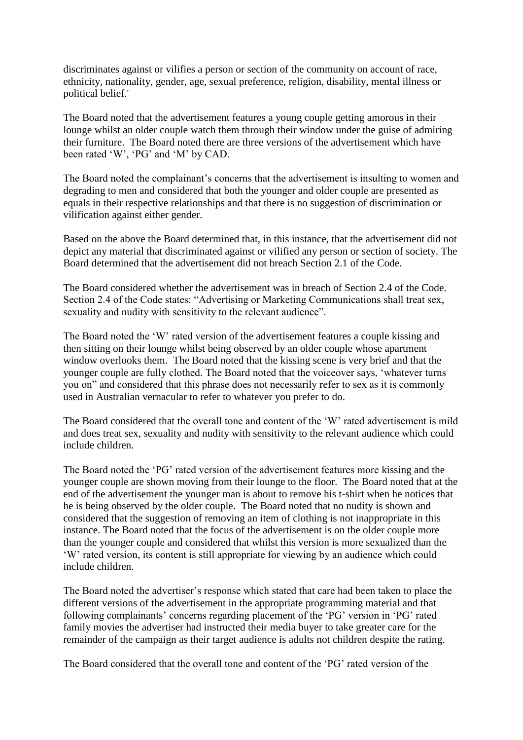discriminates against or vilifies a person or section of the community on account of race, ethnicity, nationality, gender, age, sexual preference, religion, disability, mental illness or political belief.'

The Board noted that the advertisement features a young couple getting amorous in their lounge whilst an older couple watch them through their window under the guise of admiring their furniture. The Board noted there are three versions of the advertisement which have been rated 'W', 'PG' and 'M' by CAD.

The Board noted the complainant's concerns that the advertisement is insulting to women and degrading to men and considered that both the younger and older couple are presented as equals in their respective relationships and that there is no suggestion of discrimination or vilification against either gender.

Based on the above the Board determined that, in this instance, that the advertisement did not depict any material that discriminated against or vilified any person or section of society. The Board determined that the advertisement did not breach Section 2.1 of the Code.

The Board considered whether the advertisement was in breach of Section 2.4 of the Code. Section 2.4 of the Code states: "Advertising or Marketing Communications shall treat sex, sexuality and nudity with sensitivity to the relevant audience".

The Board noted the 'W' rated version of the advertisement features a couple kissing and then sitting on their lounge whilst being observed by an older couple whose apartment window overlooks them. The Board noted that the kissing scene is very brief and that the younger couple are fully clothed. The Board noted that the voiceover says, 'whatever turns you on" and considered that this phrase does not necessarily refer to sex as it is commonly used in Australian vernacular to refer to whatever you prefer to do.

The Board considered that the overall tone and content of the 'W' rated advertisement is mild and does treat sex, sexuality and nudity with sensitivity to the relevant audience which could include children.

The Board noted the 'PG' rated version of the advertisement features more kissing and the younger couple are shown moving from their lounge to the floor. The Board noted that at the end of the advertisement the younger man is about to remove his t-shirt when he notices that he is being observed by the older couple. The Board noted that no nudity is shown and considered that the suggestion of removing an item of clothing is not inappropriate in this instance. The Board noted that the focus of the advertisement is on the older couple more than the younger couple and considered that whilst this version is more sexualized than the 'W' rated version, its content is still appropriate for viewing by an audience which could include children.

The Board noted the advertiser's response which stated that care had been taken to place the different versions of the advertisement in the appropriate programming material and that following complainants' concerns regarding placement of the 'PG' version in 'PG' rated family movies the advertiser had instructed their media buyer to take greater care for the remainder of the campaign as their target audience is adults not children despite the rating.

The Board considered that the overall tone and content of the 'PG' rated version of the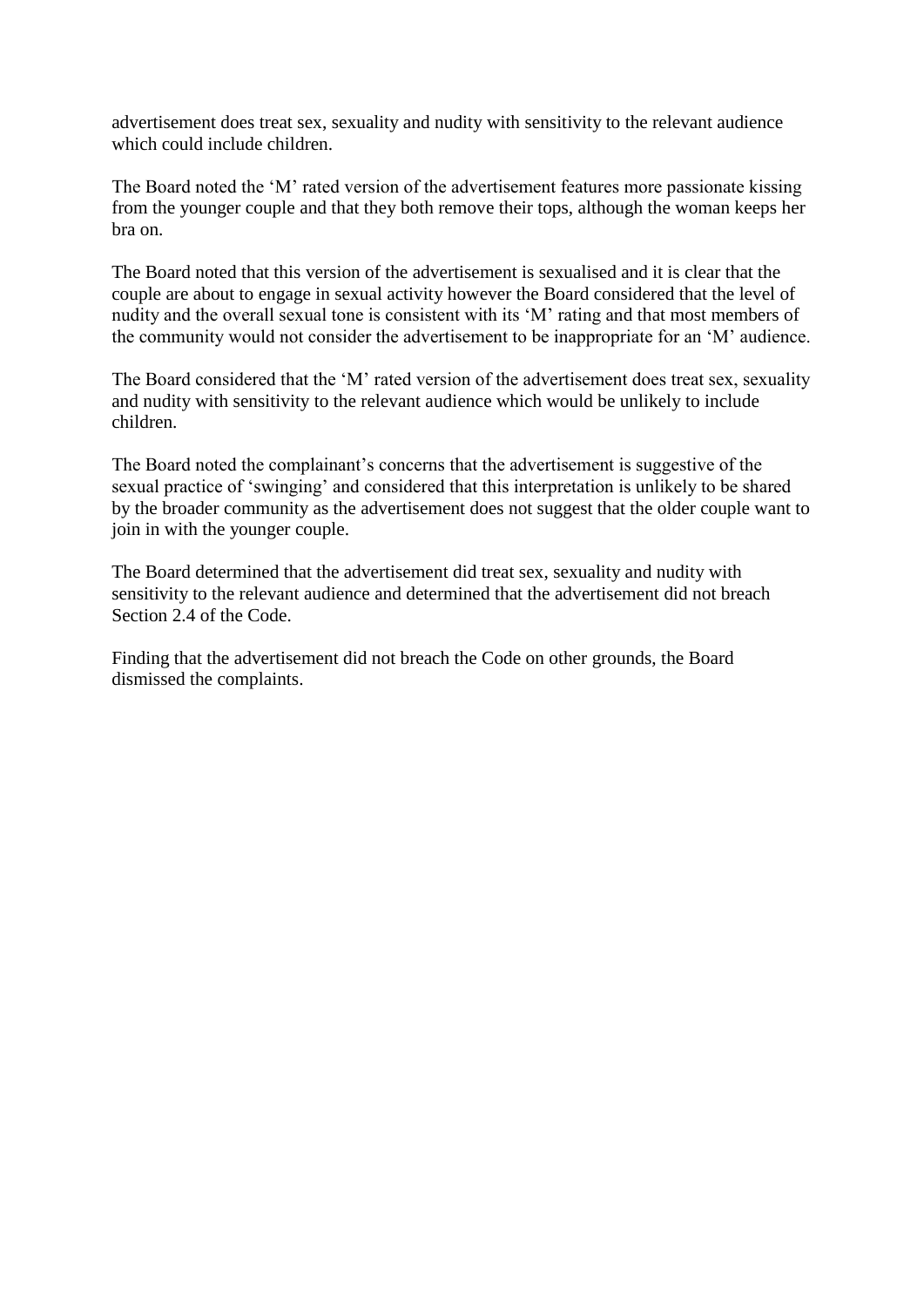advertisement does treat sex, sexuality and nudity with sensitivity to the relevant audience which could include children.

The Board noted the 'M' rated version of the advertisement features more passionate kissing from the younger couple and that they both remove their tops, although the woman keeps her bra on.

The Board noted that this version of the advertisement is sexualised and it is clear that the couple are about to engage in sexual activity however the Board considered that the level of nudity and the overall sexual tone is consistent with its 'M' rating and that most members of the community would not consider the advertisement to be inappropriate for an 'M' audience.

The Board considered that the 'M' rated version of the advertisement does treat sex, sexuality and nudity with sensitivity to the relevant audience which would be unlikely to include children.

The Board noted the complainant's concerns that the advertisement is suggestive of the sexual practice of 'swinging' and considered that this interpretation is unlikely to be shared by the broader community as the advertisement does not suggest that the older couple want to join in with the younger couple.

The Board determined that the advertisement did treat sex, sexuality and nudity with sensitivity to the relevant audience and determined that the advertisement did not breach Section 2.4 of the Code.

Finding that the advertisement did not breach the Code on other grounds, the Board dismissed the complaints.